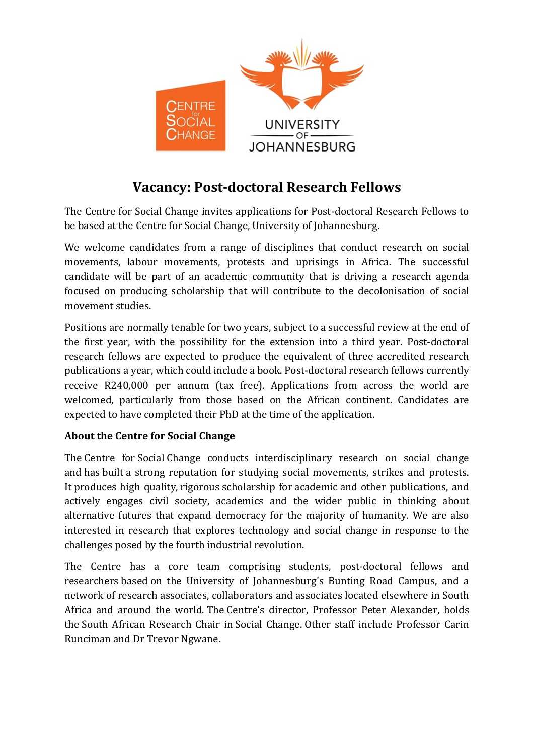# Vacancy: Post-doctoral Research Fellows

The Centre for Social Change invites applications for Post-doctoral Research Fellows to be based at the Centre for Social Change, University of Johannesburg.

We welcome candidates from a range of disciplines that conduct research on social movements, labour movements, protests and uprisings in Africa. The successful candidate will be part of an academic community that is driving a research agenda focused on producing scholarship that will contribute to the decolonisation of social movement studies.

Positions are normally tenable for two years, subject to a successful review at the end of the first year, with the possibility for the extension into a third year. Post-doctoral research fellows are expected to produce the equivalent of three accredited research publications a year, which could include a book. Post-doctoral research fellows currently receive R240,000 per annum (tax free). Applications from across the world are welcomed, particularly from those based on the African continent. Candidates are expected to have completed their PhD at the time of the application.

**About the Centre for Social Change**

The Centre for Social Change conducts interdisciplinary research on social change and has built a strong reputation for studying social movements, strikes and protests. It produces high quality, rigorous scholarship for academic and other publications, and actively engages civil society, academics and the wider public in thinking about alternative futures that expand democracy for the majority of humanity. We are also interested in research that explores technology and social change in response to the challenges posed by the fourth industrial revolution.

The Centre has a core team comprising students, post-doctoral fellows and researchers based on the University of Johannesburg's Bunting Road Campus, and a network of research associates, collaborators and associates located elsewhere in South Africa and around the world. The Centre's director, Professor Peter Alexander, holds the South African Research Chair in Social Change. Other staff include Professor Carin Runciman and Dr Trevor Ngwane.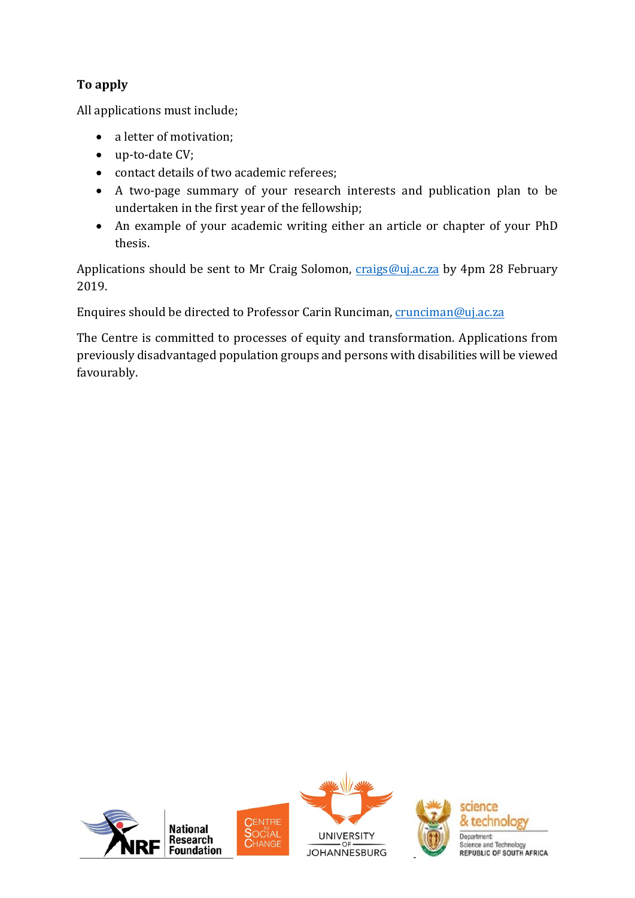**To apply**

All applications must include;

- a letter of motivation;
- up-to-date CV;
- contact details of two academic referees;
- A two-page summary of your research interests and publication plan to be undertaken in the first year of the fellowship;
- An example of your academic writing either an article or chapter of your PhD thesis.

Applications should be sent to Mr Craig Solomon, craigs@uj.ac.za by 4pm 28 February 2019.

Enquires should be directed to Professor Carin Runciman, crunciman@uj.ac.za

The Centre is committed to processes of equity and transformation. Applications from previously disadvantaged population groups and persons with disabilities will be viewed favourably.

NRF National Research Foundation

Centre for Social Change

University of Johannesburg

science & technology
Department: Science and Technology
REPUBLIC OF SOUTH AFRICA